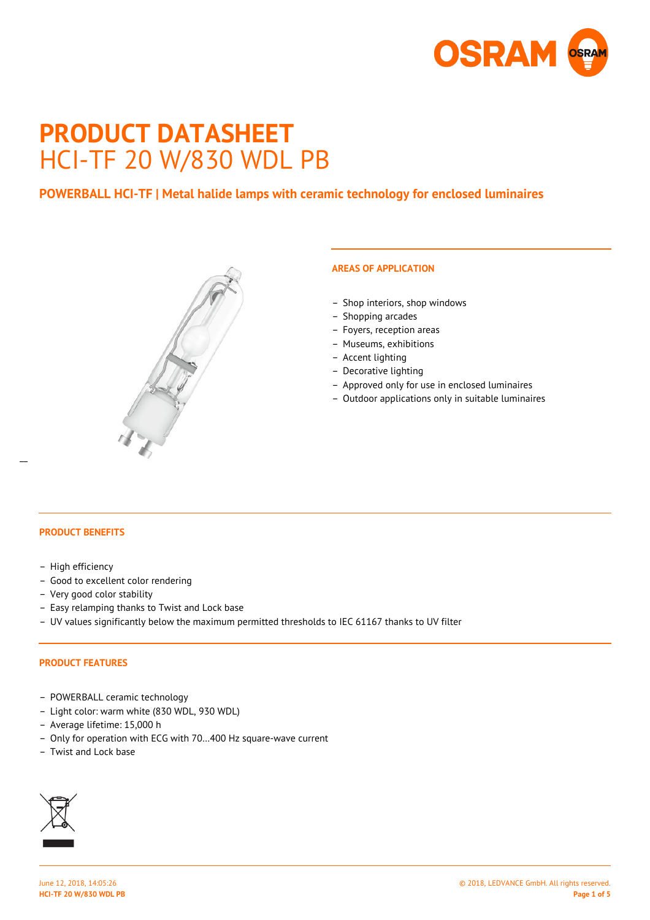# PRODUCT DATASHEET

## HCI-TF 20 W/830 WDL PB

### POWERBALL HCI-TF | Metal halide lamps with ceramic technology for enclosed luminaires

#### AREAS OF APPLICATION

- Shop interiors, shop windows
- Shopping arcades
- Foyers, reception areas
- Museums, exhibitions
- Accent lighting
- Decorative lighting
- Approved only for use in enclosed luminaires
- Outdoor applications only in suitable luminaires

#### PRODUCT BENEFITS

- High efficiency
- Good to excellent color rendering
- Very good color stability
- Easy relamping thanks to Twist and Lock base
- UV values significantly below the maximum permitted thresholds to IEC 61167 thanks to UV filter

#### PRODUCT FEATURES

- POWERBALL ceramic technology
- Light color: warm white (830 WDL, 930 WDL)
- Average lifetime: 15,000 h
- Only for operation with ECG with 70…400 Hz square-wave current
- Twist and Lock base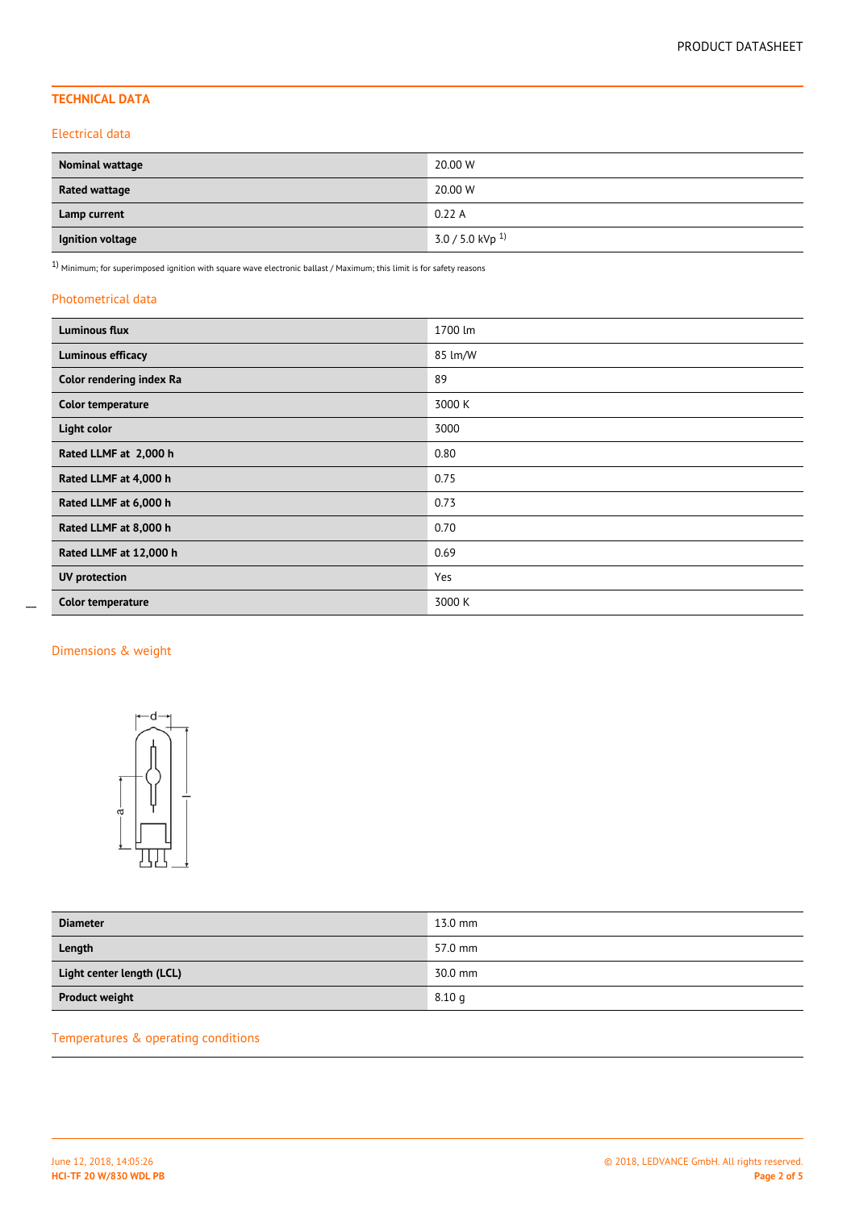## TECHNICAL DATA

### Electrical data

| | |
|---|---|
| **Nominal wattage** | 20.00 W |
| **Rated wattage** | 20.00 W |
| **Lamp current** | 0.22 A |
| **Ignition voltage** | 3.0 / 5.0 kVp [1] |

[1] Minimum; for superimposed ignition with square wave electronic ballast / Maximum; this limit is for safety reasons

### Photometrical data

| | |
|---|---|
| **Luminous flux** | 1700 lm |
| **Luminous efficacy** | 85 lm/W |
| **Color rendering index Ra** | 89 |
| **Color temperature** | 3000 K |
| **Light color** | 3000 |
| **Rated LLMF at 2,000 h** | 0.80 |
| **Rated LLMF at 4,000 h** | 0.75 |
| **Rated LLMF at 6,000 h** | 0.73 |
| **Rated LLMF at 8,000 h** | 0.70 |
| **Rated LLMF at 12,000 h** | 0.69 |
| **UV protection** | Yes |
| **Color temperature** | 3000 K |

### Dimensions & weight

| | |
|---|---|
| **Diameter** | 13.0 mm |
| **Length** | 57.0 mm |
| **Light center length (LCL)** | 30.0 mm |
| **Product weight** | 8.10 g |

### Temperatures & operating conditions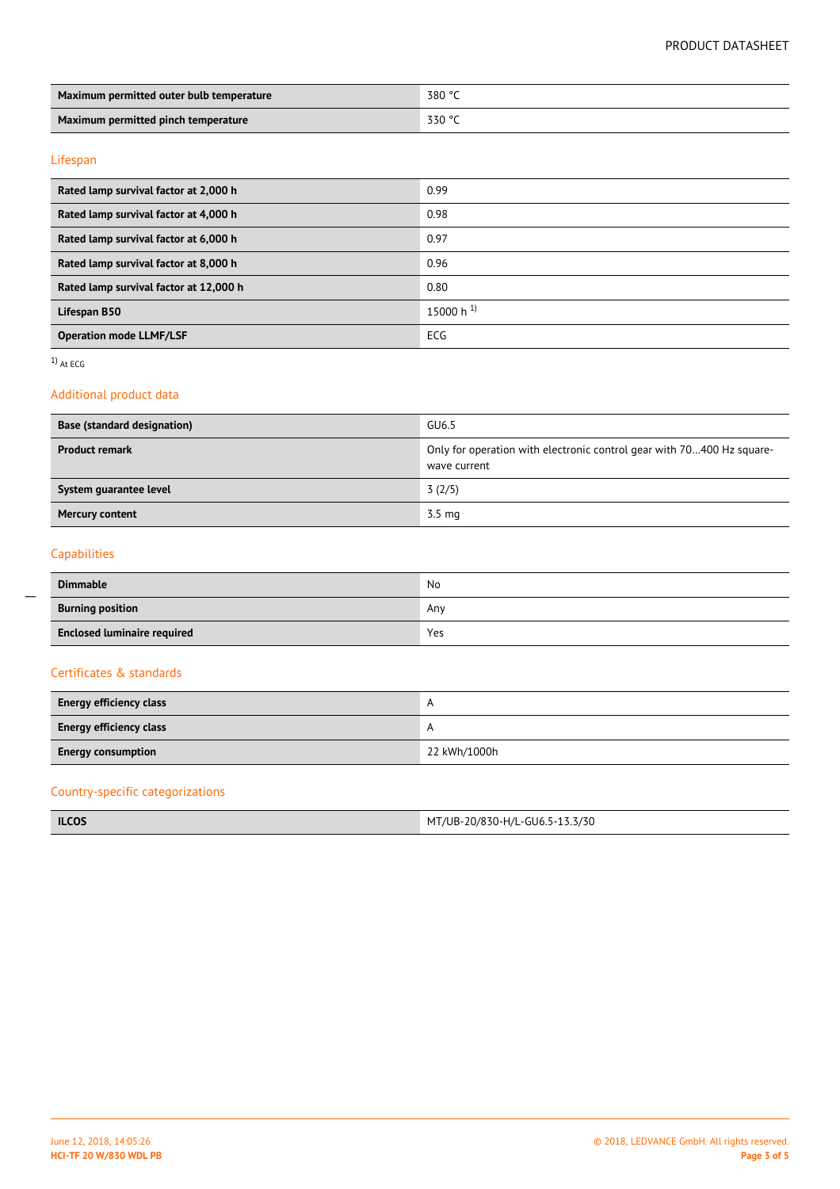| | |
|---|---|
| **Maximum permitted outer bulb temperature** | 380 °C |
| **Maximum permitted pinch temperature** | 330 °C |

## Lifespan

| | |
|---|---|
| **Rated lamp survival factor at 2,000 h** | 0.99 |
| **Rated lamp survival factor at 4,000 h** | 0.98 |
| **Rated lamp survival factor at 6,000 h** | 0.97 |
| **Rated lamp survival factor at 8,000 h** | 0.96 |
| **Rated lamp survival factor at 12,000 h** | 0.80 |
| **Lifespan B50** | 15000 h [1] |
| **Operation mode LLMF/LSF** | ECG |

[1] At ECG

## Additional product data

| | |
|---|---|
| **Base (standard designation)** | GU6.5 |
| **Product remark** | Only for operation with electronic control gear with 70…400 Hz square-wave current |
| **System guarantee level** | 3 (2/5) |
| **Mercury content** | 3.5 mg |

## Capabilities

| | |
|---|---|
| **Dimmable** | No |
| **Burning position** | Any |
| **Enclosed luminaire required** | Yes |

## Certificates & standards

| | |
|---|---|
| **Energy efficiency class** | A |
| **Energy efficiency class** | A |
| **Energy consumption** | 22 kWh/1000h |

## Country-specific categorizations

| | |
|---|---|
| **ILCOS** | MT/UB-20/830-H/L-GU6.5-13.3/30 |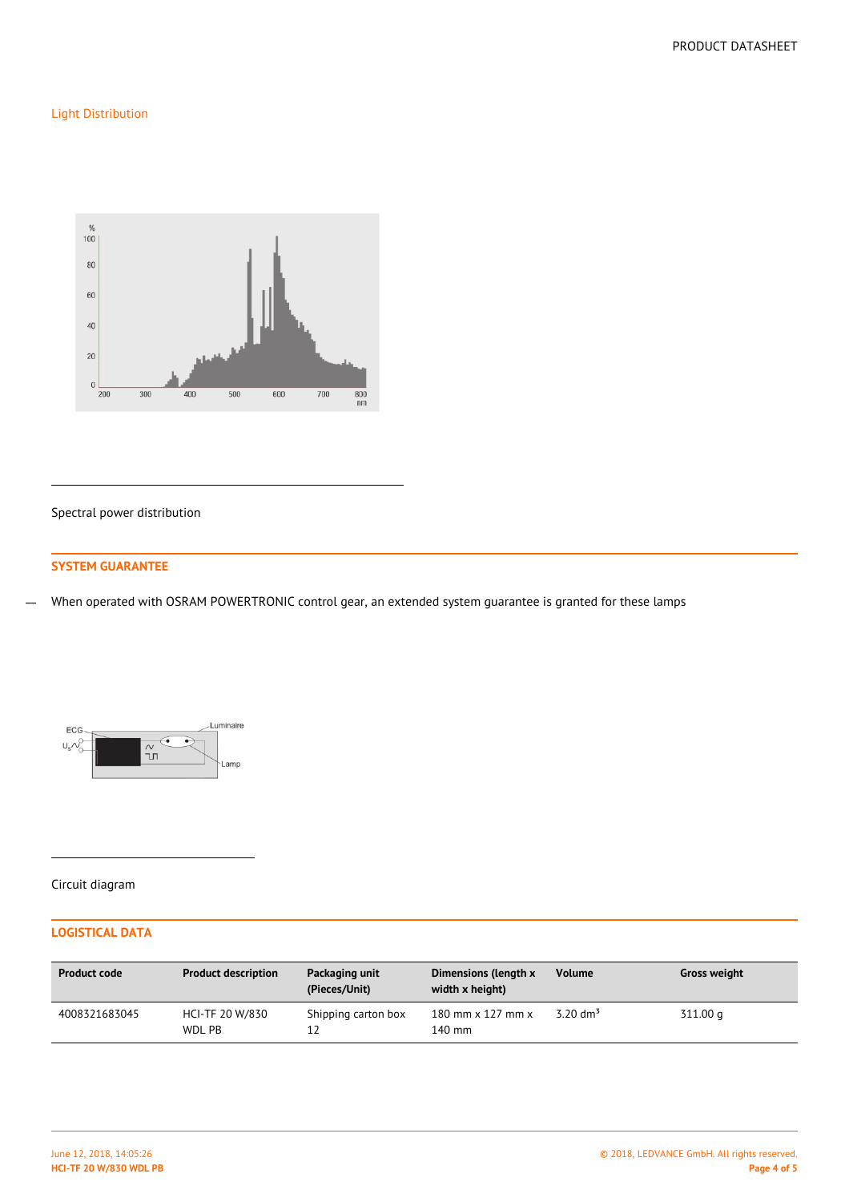## Light Distribution

Spectral power distribution

## SYSTEM GUARANTEE

— When operated with OSRAM POWERTRONIC control gear, an extended system guarantee is granted for these lamps

Circuit diagram

## LOGISTICAL DATA

| Product code | Product description | Packaging unit (Pieces/Unit) | Dimensions (length x width x height) | Volume | Gross weight |
|---|---|---|---|---|---|
| 4008321683045 | HCI-TF 20 W/830 WDL PB | Shipping carton box 12 | 180 mm x 127 mm x 140 mm | 3.20 $dm^3$ | 311.00 g |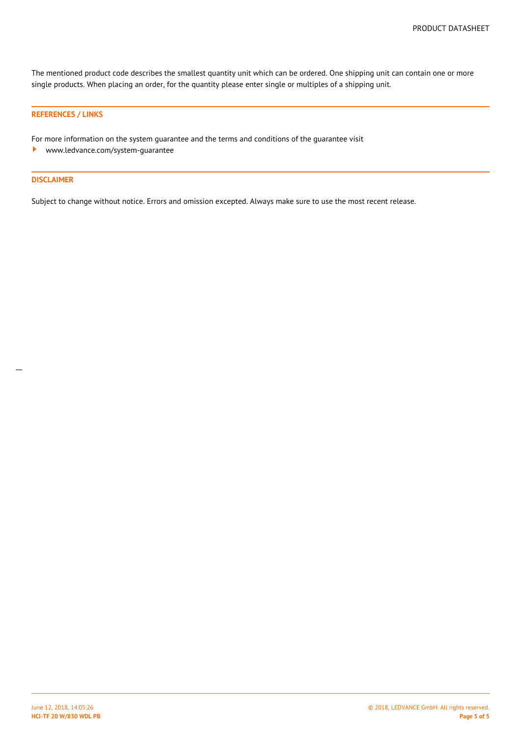The mentioned product code describes the smallest quantity unit which can be ordered. One shipping unit can contain one or more single products. When placing an order, for the quantity please enter single or multiples of a shipping unit.

## REFERENCES / LINKS

For more information on the system guarantee and the terms and conditions of the guarantee visit

- www.ledvance.com/system-guarantee

## DISCLAIMER

Subject to change without notice. Errors and omission excepted. Always make sure to use the most recent release.